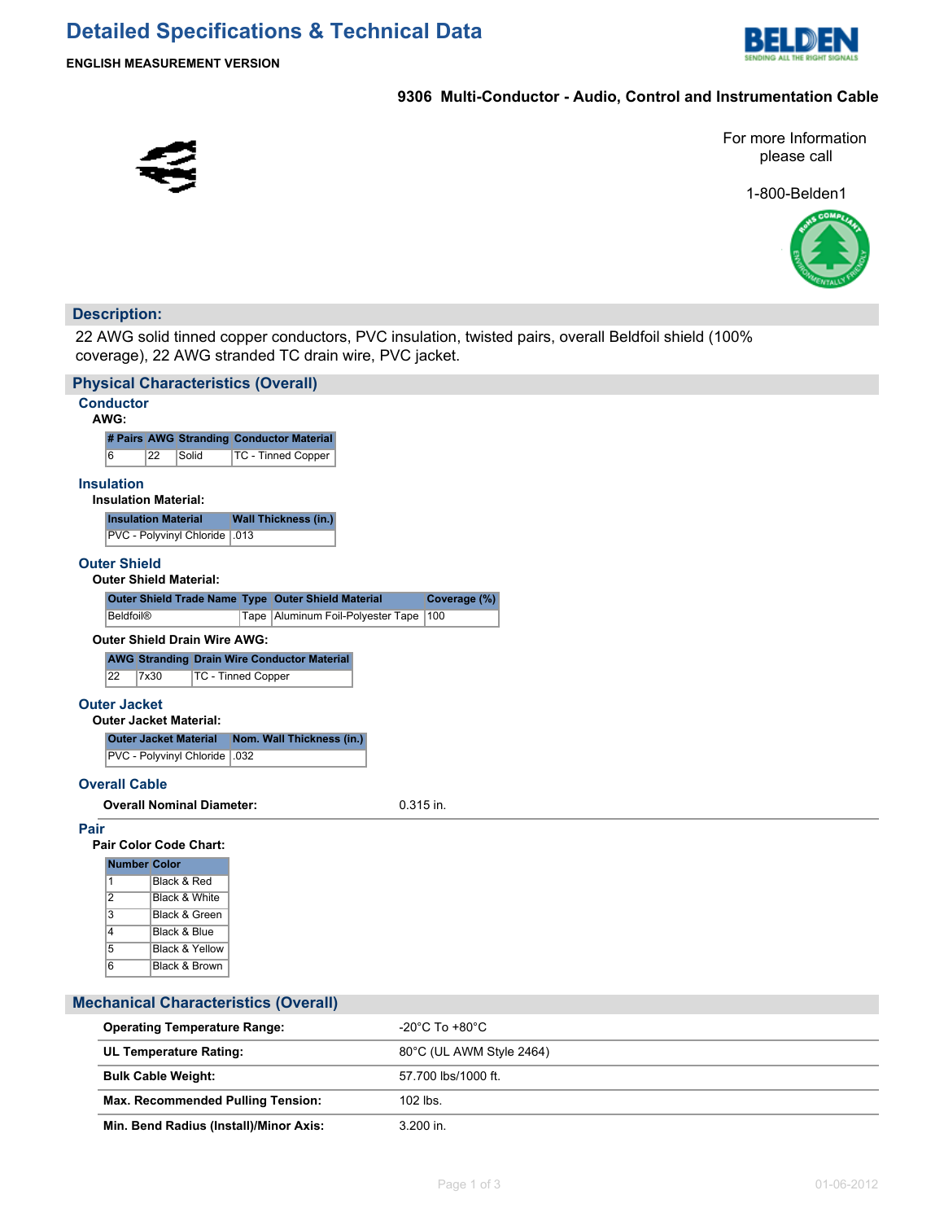# Detailed Specifications & Technical Data

**ENGLISH MEASUREMENT VERSION**

## 9306 Multi-Conductor - Audio, Control and Instrumentation Cable

For more Information please call

1-800-Belden1

## Description:

22 AWG solid tinned copper conductors, PVC insulation, twisted pairs, overall Beldfoil shield (100% coverage), 22 AWG stranded TC drain wire, PVC jacket.

## Physical Characteristics (Overall)

### Conductor

**AWG:**

| # Pairs | AWG | Stranding | Conductor Material |
|---|---|---|---|
| 6 | 22 | Solid | TC - Tinned Copper |

### Insulation

**Insulation Material:**

| Insulation Material | Wall Thickness (in.) |
|---|---|
| PVC - Polyvinyl Chloride | .013 |

### Outer Shield

**Outer Shield Material:**

| Outer Shield Trade Name | Type | Outer Shield Material | Coverage (%) |
|---|---|---|---|
| Beldfoil® | Tape | Aluminum Foil-Polyester Tape | 100 |

**Outer Shield Drain Wire AWG:**

| AWG | Stranding | Drain Wire Conductor Material |
|---|---|---|
| 22 | 7x30 | TC - Tinned Copper |

### Outer Jacket

**Outer Jacket Material:**

| Outer Jacket Material | Nom. Wall Thickness (in.) |
|---|---|
| PVC - Polyvinyl Chloride | .032 |

### Overall Cable

| | |
|---|---|
| **Overall Nominal Diameter:** | 0.315 in. |

### Pair

**Pair Color Code Chart:**

| Number | Color |
|---|---|
| 1 | Black & Red |
| 2 | Black & White |
| 3 | Black & Green |
| 4 | Black & Blue |
| 5 | Black & Yellow |
| 6 | Black & Brown |

## Mechanical Characteristics (Overall)

| | |
|---|---|
| **Operating Temperature Range:** | -20°C To +80°C |
| **UL Temperature Rating:** | 80°C (UL AWM Style 2464) |
| **Bulk Cable Weight:** | 57.700 lbs/1000 ft. |
| **Max. Recommended Pulling Tension:** | 102 lbs. |
| **Min. Bend Radius (Install)/Minor Axis:** | 3.200 in. |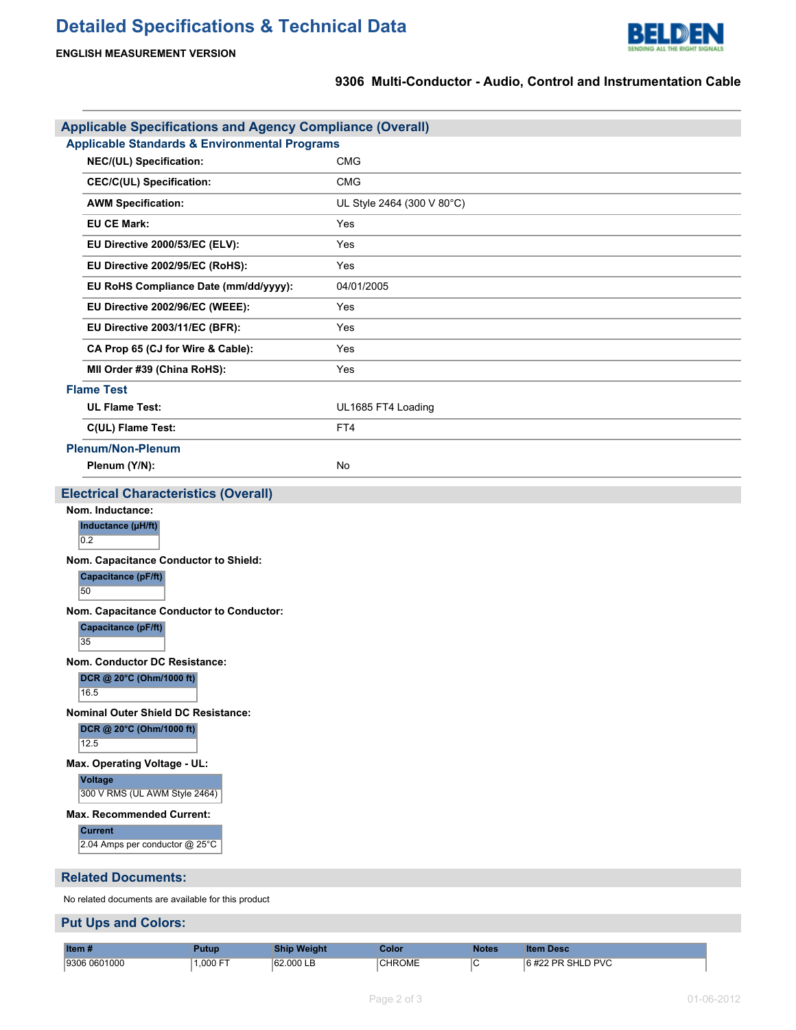# Detailed Specifications & Technical Data

**ENGLISH MEASUREMENT VERSION**

**9306 Multi-Conductor - Audio, Control and Instrumentation Cable**

## Applicable Specifications and Agency Compliance (Overall)

### Applicable Standards & Environmental Programs

| | |
|---|---|
| **NEC/(UL) Specification:** | CMG |
| **CEC/C(UL) Specification:** | CMG |
| **AWM Specification:** | UL Style 2464 (300 V 80°C) |
| **EU CE Mark:** | Yes |
| **EU Directive 2000/53/EC (ELV):** | Yes |
| **EU Directive 2002/95/EC (RoHS):** | Yes |
| **EU RoHS Compliance Date (mm/dd/yyyy):** | 04/01/2005 |
| **EU Directive 2002/96/EC (WEEE):** | Yes |
| **EU Directive 2003/11/EC (BFR):** | Yes |
| **CA Prop 65 (CJ for Wire & Cable):** | Yes |
| **MII Order #39 (China RoHS):** | Yes |

### Flame Test

| | |
|---|---|
| **UL Flame Test:** | UL1685 FT4 Loading |
| **C(UL) Flame Test:** | FT4 |

### Plenum/Non-Plenum

| | |
|---|---|
| **Plenum (Y/N):** | No |

## Electrical Characteristics (Overall)

**Nom. Inductance:**

| Inductance (µH/ft) |
|---|
| 0.2 |

**Nom. Capacitance Conductor to Shield:**

| Capacitance (pF/ft) |
|---|
| 50 |

**Nom. Capacitance Conductor to Conductor:**

| Capacitance (pF/ft) |
|---|
| 35 |

**Nom. Conductor DC Resistance:**

| DCR @ 20°C (Ohm/1000 ft) |
|---|
| 16.5 |

**Nominal Outer Shield DC Resistance:**

| DCR @ 20°C (Ohm/1000 ft) |
|---|
| 12.5 |

**Max. Operating Voltage - UL:**

| Voltage |
|---|
| 300 V RMS (UL AWM Style 2464) |

**Max. Recommended Current:**

| Current |
|---|
| 2.04 Amps per conductor @ 25°C |

## Related Documents:

No related documents are available for this product

## Put Ups and Colors:

| Item # | Putup | Ship Weight | Color | Notes | Item Desc |
|---|---|---|---|---|---|
| 9306 0601000 | 1,000 FT | 62.000 LB | CHROME | C | 6 #22 PR SHLD PVC |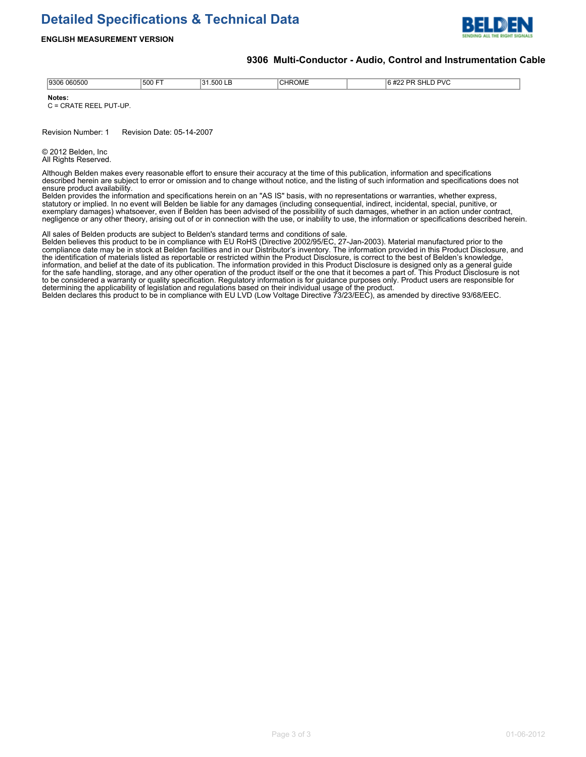| | | | | | |
|---|---|---|---|---|---|
| 9306 060500 | 500 FT | 31.500 LB | CHROME | | 6 #22 PR SHLD PVC |

**Notes:**
C = CRATE REEL PUT-UP.

Revision Number: 1 Revision Date: 05-14-2007

© 2012 Belden, Inc
All Rights Reserved.

Although Belden makes every reasonable effort to ensure their accuracy at the time of this publication, information and specifications described herein are subject to error or omission and to change without notice, and the listing of such information and specifications does not ensure product availability.
Belden provides the information and specifications herein on an "AS IS" basis, with no representations or warranties, whether express, statutory or implied. In no event will Belden be liable for any damages (including consequential, indirect, incidental, special, punitive, or exemplary damages) whatsoever, even if Belden has been advised of the possibility of such damages, whether in an action under contract, negligence or any other theory, arising out of or in connection with the use, or inability to use, the information or specifications described herein.

All sales of Belden products are subject to Belden's standard terms and conditions of sale.
Belden believes this product to be in compliance with EU RoHS (Directive 2002/95/EC, 27-Jan-2003). Material manufactured prior to the compliance date may be in stock at Belden facilities and in our Distributor's inventory. The information provided in this Product Disclosure, and the identification of materials listed as reportable or restricted within the Product Disclosure, is correct to the best of Belden's knowledge, information, and belief at the date of its publication. The information provided in this Product Disclosure is designed only as a general guide for the safe handling, storage, and any other operation of the product itself or the one that it becomes a part of. This Product Disclosure is not to be considered a warranty or quality specification. Regulatory information is for guidance purposes only. Product users are responsible for determining the applicability of legislation and regulations based on their individual usage of the product.
Belden declares this product to be in compliance with EU LVD (Low Voltage Directive 73/23/EEC), as amended by directive 93/68/EEC.